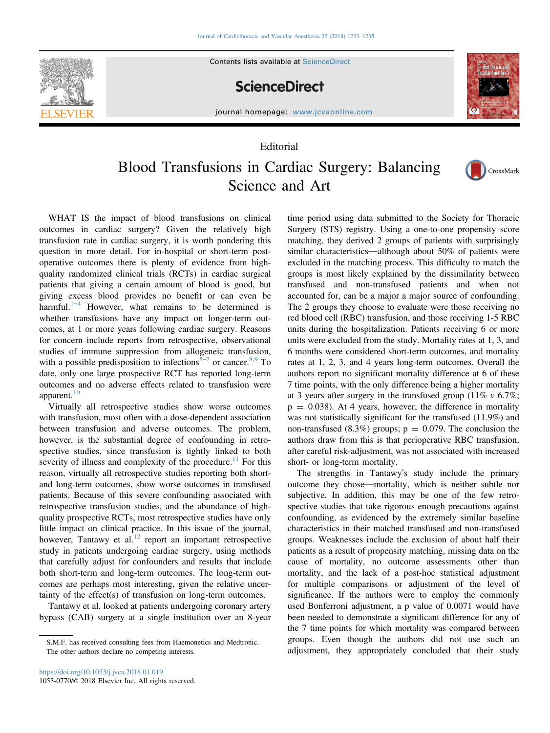Editorial

# Blood Transfusions in Cardiac Surgery: Balancing Science and Art

WHAT IS the impact of blood transfusions on clinical outcomes in cardiac surgery? Given the relatively high transfusion rate in cardiac surgery, it is worth pondering this question in more detail. For in-hospital or short-term postoperative outcomes there is plenty of evidence from high-quality randomized clinical trials (RCTs) in cardiac surgical patients that giving a certain amount of blood is good, but giving excess blood provides no benefit or can even be harmful.[1–4] However, what remains to be determined is whether transfusions have any impact on longer-term outcomes, at 1 or more years following cardiac surgery. Reasons for concern include reports from retrospective, observational studies of immune suppression from allogeneic transfusion, with a possible predisposition to infections[5–7] or cancer.[8,9] To date, only one large prospective RCT has reported long-term outcomes and no adverse effects related to transfusion were apparent.[10]

Virtually all retrospective studies show worse outcomes with transfusion, most often with a dose-dependent association between transfusion and adverse outcomes. The problem, however, is the substantial degree of confounding in retrospective studies, since transfusion is tightly linked to both severity of illness and complexity of the procedure.[11] For this reason, virtually all retrospective studies reporting both short- and long-term outcomes, show worse outcomes in transfused patients. Because of this severe confounding associated with retrospective transfusion studies, and the abundance of high-quality prospective RCTs, most retrospective studies have only little impact on clinical practice. In this issue of the journal, however, Tantawy et al.[12] report an important retrospective study in patients undergoing cardiac surgery, using methods that carefully adjust for confounders and results that include both short-term and long-term outcomes. The long-term outcomes are perhaps most interesting, given the relative uncertainty of the effect(s) of transfusion on long-term outcomes.

Tantawy et al. looked at patients undergoing coronary artery bypass (CAB) surgery at a single institution over an 8-year time period using data submitted to the Society for Thoracic Surgery (STS) registry. Using a one-to-one propensity score matching, they derived 2 groups of patients with surprisingly similar characteristics—although about 50% of patients were excluded in the matching process. This difficulty to match the groups is most likely explained by the dissimilarity between transfused and non-transfused patients and when not accounted for, can be a major a major source of confounding. The 2 groups they choose to evaluate were those receiving no red blood cell (RBC) transfusion, and those receiving 1-5 RBC units during the hospitalization. Patients receiving 6 or more units were excluded from the study. Mortality rates at 1, 3, and 6 months were considered short-term outcomes, and mortality rates at 1, 2, 3, and 4 years long-term outcomes. Overall the authors report no significant mortality difference at 6 of these 7 time points, with the only difference being a higher mortality at 3 years after surgery in the transfused group (11% *v* 6.7%; $p = 0.038$). At 4 years, however, the difference in mortality was not statistically significant for the transfused (11.9%) and non-transfused (8.3%) groups; $p = 0.079$. The conclusion the authors draw from this is that perioperative RBC transfusion, after careful risk-adjustment, was not associated with increased short- or long-term mortality.

The strengths in Tantawy's study include the primary outcome they chose—mortality, which is neither subtle nor subjective. In addition, this may be one of the few retrospective studies that take rigorous enough precautions against confounding, as evidenced by the extremely similar baseline characteristics in their matched transfused and non-transfused groups. Weaknesses include the exclusion of about half their patients as a result of propensity matching, missing data on the cause of mortality, no outcome assessments other than mortality, and the lack of a post-hoc statistical adjustment for multiple comparisons or adjustment of the level of significance. If the authors were to employ the commonly used Bonferroni adjustment, a p value of 0.0071 would have been needed to demonstrate a significant difference for any of the 7 time points for which mortality was compared between groups. Even though the authors did not use such an adjustment, they appropriately concluded that their study

S.M.F. has received consulting fees from Haemonetics and Medtronic. The other authors declare no competing interests.

https://doi.org/10.1053/j.jvca.2018.01.019
1053-0770/© 2018 Elsevier Inc. All rights reserved.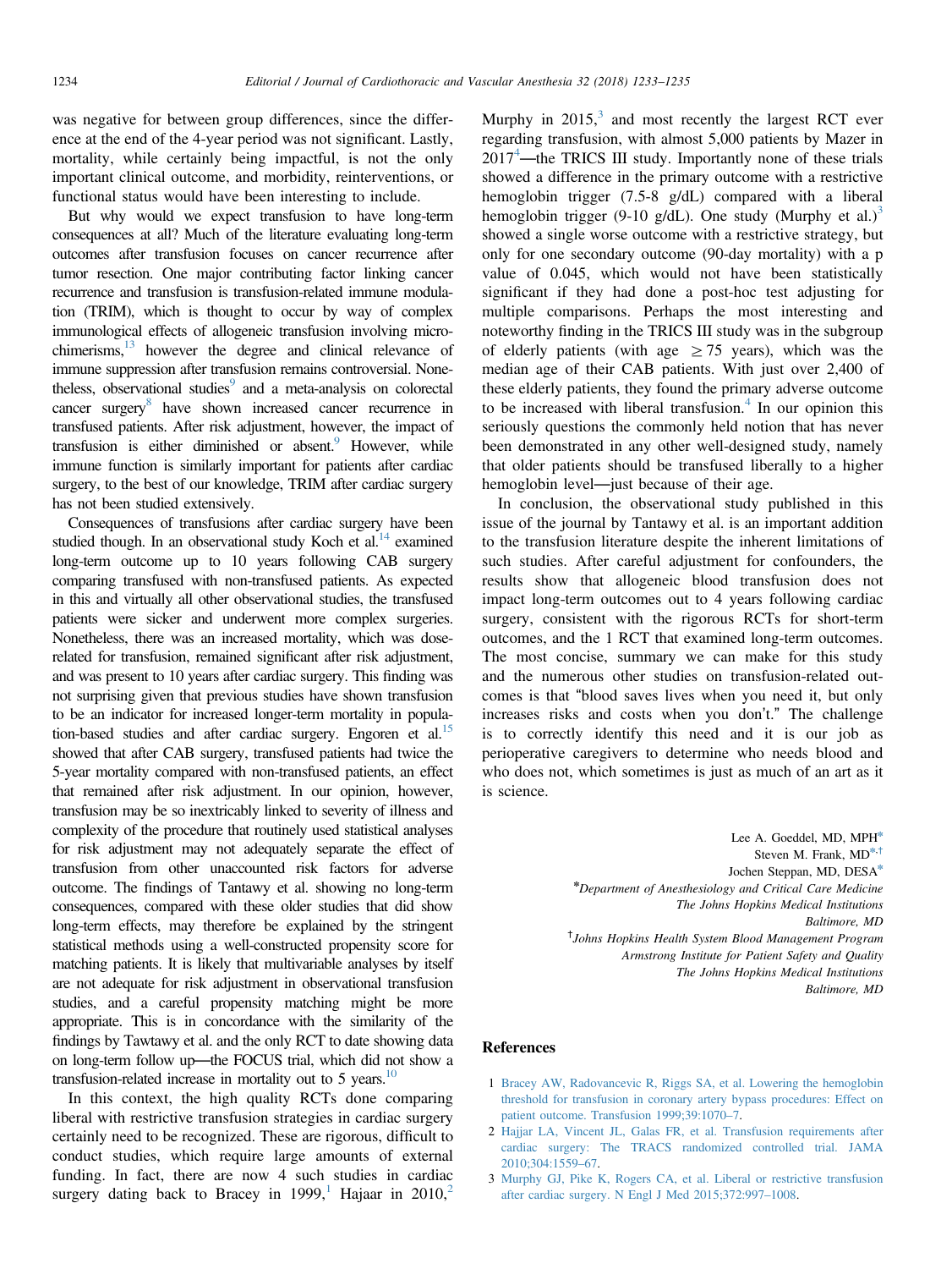was negative for between group differences, since the difference at the end of the 4-year period was not significant. Lastly, mortality, while certainly being impactful, is not the only important clinical outcome, and morbidity, reinterventions, or functional status would have been interesting to include.

But why would we expect transfusion to have long-term consequences at all? Much of the literature evaluating long-term outcomes after transfusion focuses on cancer recurrence after tumor resection. One major contributing factor linking cancer recurrence and transfusion is transfusion-related immune modulation (TRIM), which is thought to occur by way of complex immunological effects of allogeneic transfusion involving microchimerisms,[13] however the degree and clinical relevance of immune suppression after transfusion remains controversial. Nonetheless, observational studies[9] and a meta-analysis on colorectal cancer surgery[8] have shown increased cancer recurrence in transfused patients. After risk adjustment, however, the impact of transfusion is either diminished or absent.[9] However, while immune function is similarly important for patients after cardiac surgery, to the best of our knowledge, TRIM after cardiac surgery has not been studied extensively.

Consequences of transfusions after cardiac surgery have been studied though. In an observational study Koch et al.[14] examined long-term outcome up to 10 years following CAB surgery comparing transfused with non-transfused patients. As expected in this and virtually all other observational studies, the transfused patients were sicker and underwent more complex surgeries. Nonetheless, there was an increased mortality, which was dose-related for transfusion, remained significant after risk adjustment, and was present to 10 years after cardiac surgery. This finding was not surprising given that previous studies have shown transfusion to be an indicator for increased longer-term mortality in population-based studies and after cardiac surgery. Engoren et al.[15] showed that after CAB surgery, transfused patients had twice the 5-year mortality compared with non-transfused patients, an effect that remained after risk adjustment. In our opinion, however, transfusion may be so inextricably linked to severity of illness and complexity of the procedure that routinely used statistical analyses for risk adjustment may not adequately separate the effect of transfusion from other unaccounted risk factors for adverse outcome. The findings of Tantawy et al. showing no long-term consequences, compared with these older studies that did show long-term effects, may therefore be explained by the stringent statistical methods using a well-constructed propensity score for matching patients. It is likely that multivariable analyses by itself are not adequate for risk adjustment in observational transfusion studies, and a careful propensity matching might be more appropriate. This is in concordance with the similarity of the findings by Tawtawy et al. and the only RCT to date showing data on long-term follow up—the FOCUS trial, which did not show a transfusion-related increase in mortality out to 5 years.[10]

In this context, the high quality RCTs done comparing liberal with restrictive transfusion strategies in cardiac surgery certainly need to be recognized. These are rigorous, difficult to conduct studies, which require large amounts of external funding. In fact, there are now 4 such studies in cardiac surgery dating back to Bracey in 1999,[1] Hajaar in 2010,[2] Murphy in 2015,[3] and most recently the largest RCT ever regarding transfusion, with almost 5,000 patients by Mazer in 2017[4]—the TRICS III study. Importantly none of these trials showed a difference in the primary outcome with a restrictive hemoglobin trigger (7.5-8 g/dL) compared with a liberal hemoglobin trigger (9-10 g/dL). One study (Murphy et al.)[3] showed a single worse outcome with a restrictive strategy, but only for one secondary outcome (90-day mortality) with a p value of 0.045, which would not have been statistically significant if they had done a post-hoc test adjusting for multiple comparisons. Perhaps the most interesting and noteworthy finding in the TRICS III study was in the subgroup of elderly patients (with age $\geq 75$ years), which was the median age of their CAB patients. With just over 2,400 of these elderly patients, they found the primary adverse outcome to be increased with liberal transfusion.[4] In our opinion this seriously questions the commonly held notion that has never been demonstrated in any other well-designed study, namely that older patients should be transfused liberally to a higher hemoglobin level—just because of their age.

In conclusion, the observational study published in this issue of the journal by Tantawy et al. is an important addition to the transfusion literature despite the inherent limitations of such studies. After careful adjustment for confounders, the results show that allogeneic blood transfusion does not impact long-term outcomes out to 4 years following cardiac surgery, consistent with the rigorous RCTs for short-term outcomes, and the 1 RCT that examined long-term outcomes. The most concise, summary we can make for this study and the numerous other studies on transfusion-related outcomes is that "blood saves lives when you need it, but only increases risks and costs when you don't." The challenge is to correctly identify this need and it is our job as perioperative caregivers to determine who needs blood and who does not, which sometimes is just as much of an art as it is science.

Lee A. Goeddel, MD, MPH[*]
Steven M. Frank, MD[*,†]
Jochen Steppan, MD, DESA[*]

[*]*Department of Anesthesiology and Critical Care Medicine*
*The Johns Hopkins Medical Institutions*
*Baltimore, MD*

[†]*Johns Hopkins Health System Blood Management Program*
*Armstrong Institute for Patient Safety and Quality*
*The Johns Hopkins Medical Institutions*
*Baltimore, MD*

## References

1. Bracey AW, Radovancevic R, Riggs SA, et al. Lowering the hemoglobin threshold for transfusion in coronary artery bypass procedures: Effect on patient outcome. Transfusion 1999;39:1070–7.
2. Hajjar LA, Vincent JL, Galas FR, et al. Transfusion requirements after cardiac surgery: The TRACS randomized controlled trial. JAMA 2010;304:1559–67.
3. Murphy GJ, Pike K, Rogers CA, et al. Liberal or restrictive transfusion after cardiac surgery. N Engl J Med 2015;372:997–1008.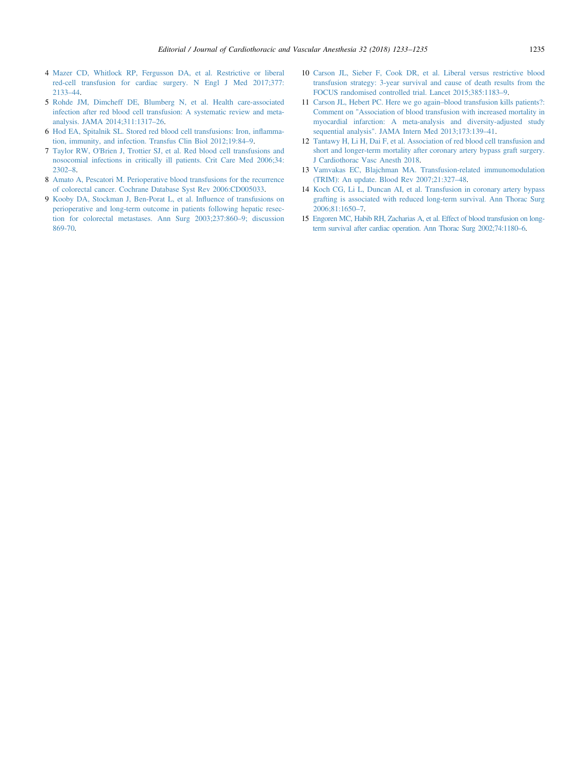4. Mazer CD, Whitlock RP, Fergusson DA, et al. Restrictive or liberal red-cell transfusion for cardiac surgery. N Engl J Med 2017;377: 2133–44.
5. Rohde JM, Dimcheff DE, Blumberg N, et al. Health care-associated infection after red blood cell transfusion: A systematic review and meta-analysis. JAMA 2014;311:1317–26.
6. Hod EA, Spitalnik SL. Stored red blood cell transfusions: Iron, inflammation, immunity, and infection. Transfus Clin Biol 2012;19:84–9.
7. Taylor RW, O'Brien J, Trottier SJ, et al. Red blood cell transfusions and nosocomial infections in critically ill patients. Crit Care Med 2006;34: 2302–8.
8. Amato A, Pescatori M. Perioperative blood transfusions for the recurrence of colorectal cancer. Cochrane Database Syst Rev 2006:CD005033.
9. Kooby DA, Stockman J, Ben-Porat L, et al. Influence of transfusions on perioperative and long-term outcome in patients following hepatic resection for colorectal metastases. Ann Surg 2003;237:860–9; discussion 869-70.
10. Carson JL, Sieber F, Cook DR, et al. Liberal versus restrictive blood transfusion strategy: 3-year survival and cause of death results from the FOCUS randomised controlled trial. Lancet 2015;385:1183–9.
11. Carson JL, Hebert PC. Here we go again–blood transfusion kills patients?: Comment on "Association of blood transfusion with increased mortality in myocardial infarction: A meta-analysis and diversity-adjusted study sequential analysis". JAMA Intern Med 2013;173:139–41.
12. Tantawy H, Li H, Dai F, et al. Association of red blood cell transfusion and short and longer-term mortality after coronary artery bypass graft surgery. J Cardiothorac Vasc Anesth 2018.
13. Vamvakas EC, Blajchman MA. Transfusion-related immunomodulation (TRIM): An update. Blood Rev 2007;21:327–48.
14. Koch CG, Li L, Duncan AI, et al. Transfusion in coronary artery bypass grafting is associated with reduced long-term survival. Ann Thorac Surg 2006;81:1650–7.
15. Engoren MC, Habib RH, Zacharias A, et al. Effect of blood transfusion on long-term survival after cardiac operation. Ann Thorac Surg 2002;74:1180–6.